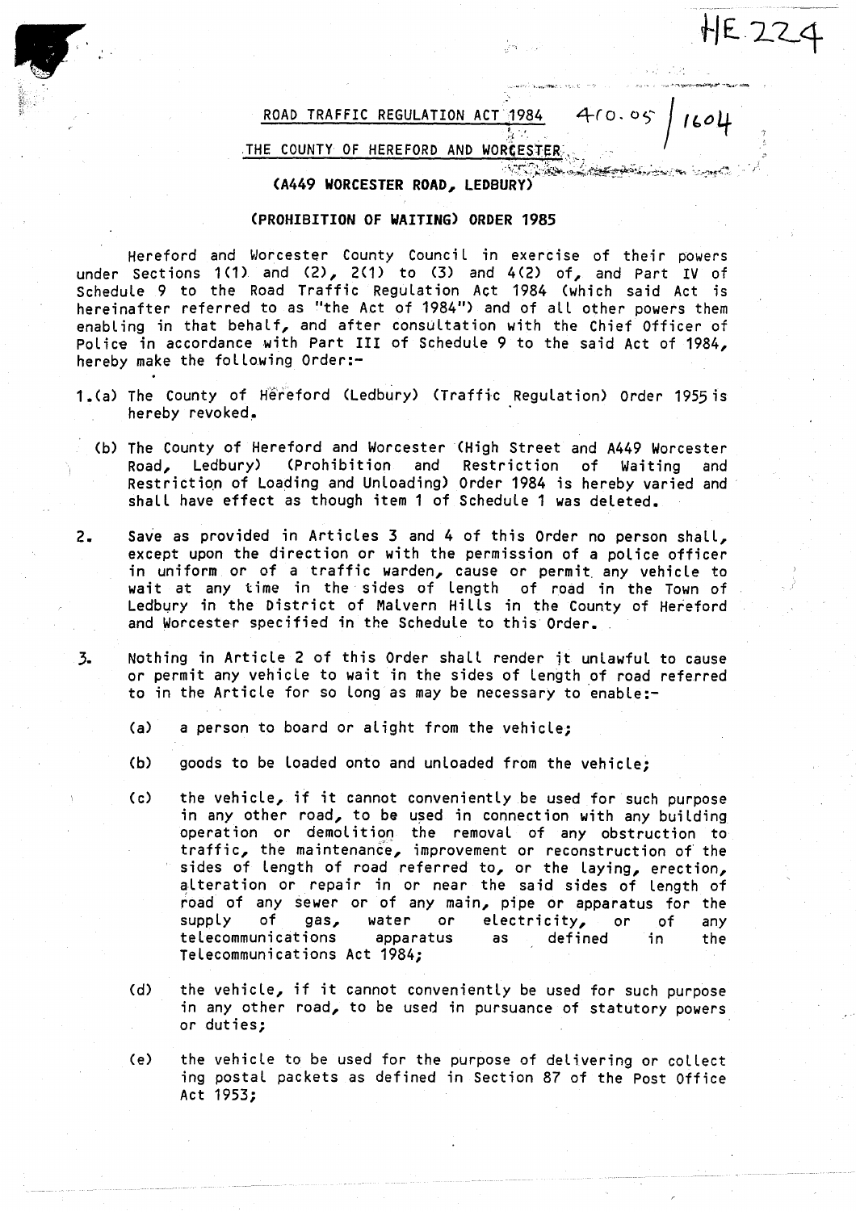HE 224

ROAD TRAFFIC REGULATION ACT 1984 410.05 / 1604

THE COUNTY OF HEREFORD AND WORCESTER

**(A449 WORCESTER ROAD, LEDBURY)**

**(PROHIBITION OF WAITING) ORDER 1985**

Hereford and Worcester County Council in exercise of their powers under Sections 1(1) and (2), 2(1) to (3) and 4(2) of, and Part IV of Schedule 9 to the Road Traffic Regulation Act 1984 (which said Act is hereinafter referred to as "the Act of 1984") and of all other powers them enabling in that behalf, and after consultation with the Chief Officer of Police in accordance with Part III of Schedule 9 to the said Act of 1984, hereby make the following Order:-

1.(a) The County of Hereford (Ledbury) (Traffic Regulation) Order 1955 is hereby revoked.

(b) The County of Hereford and Worcester (High Street and A449 Worcester Road, Ledbury) (Prohibition and Restriction of Waiting and Restriction of Loading and Unloading) Order 1984 is hereby varied and shall have effect as though item 1 of Schedule 1 was deleted.

2. Save as provided in Articles 3 and 4 of this Order no person shall, except upon the direction or with the permission of a police officer in uniform or of a traffic warden, cause or permit any vehicle to wait at any time in the sides of length of road in the Town of Ledbury in the District of Malvern Hills in the County of Hereford and Worcester specified in the Schedule to this Order.

3. Nothing in Article 2 of this Order shall render it unlawful to cause or permit any vehicle to wait in the sides of length of road referred to in the Article for so long as may be necessary to enable:-

   (a) a person to board or alight from the vehicle;

   (b) goods to be loaded onto and unloaded from the vehicle;

   (c) the vehicle, if it cannot conveniently be used for such purpose in any other road, to be used in connection with any building operation or demolition the removal of any obstruction to traffic, the maintenance, improvement or reconstruction of the sides of length of road referred to, or the laying, erection, alteration or repair in or near the said sides of length of road of any sewer or of any main, pipe or apparatus for the supply of gas, water or electricity, or of any telecommunications apparatus as defined in the Telecommunications Act 1984;

   (d) the vehicle, if it cannot conveniently be used for such purpose in any other road, to be used in pursuance of statutory powers or duties;

   (e) the vehicle to be used for the purpose of delivering or collect ing postal packets as defined in Section 87 of the Post Office Act 1953;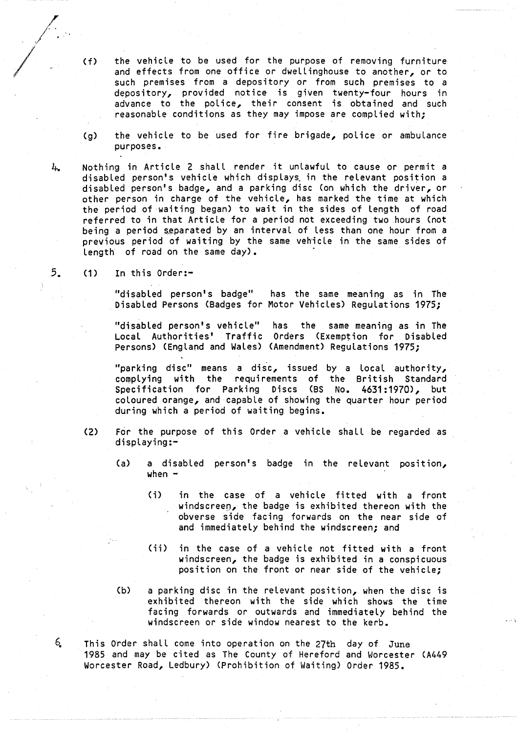(f) the vehicle to be used for the purpose of removing furniture and effects from one office or dwellinghouse to another, or to such premises from a depository or from such premises to a depository, provided notice is given twenty-four hours in advance to the police, their consent is obtained and such reasonable conditions as they may impose are complied with;

(g) the vehicle to be used for fire brigade, police or ambulance purposes.

4. Nothing in Article 2 shall render it unlawful to cause or permit a disabled person's vehicle which displays in the relevant position a disabled person's badge, and a parking disc (on which the driver, or other person in charge of the vehicle, has marked the time at which the period of waiting began) to wait in the sides of length of road referred to in that Article for a period not exceeding two hours (not being a period separated by an interval of less than one hour from a previous period of waiting by the same vehicle in the same sides of length of road on the same day).

5. (1) In this Order:-

"disabled person's badge" has the same meaning as in The Disabled Persons (Badges for Motor Vehicles) Regulations 1975;

"disabled person's vehicle" has the same meaning as in The Local Authorities' Traffic Orders (Exemption for Disabled Persons) (England and Wales) (Amendment) Regulations 1975;

"parking disc" means a disc, issued by a local authority, complying with the requirements of the British Standard Specification for Parking Discs (BS No. 4631:1970), but coloured orange, and capable of showing the quarter hour period during which a period of waiting begins.

(2) For the purpose of this Order a vehicle shall be regarded as displaying:-

(a) a disabled person's badge in the relevant position, when -

(i) in the case of a vehicle fitted with a front windscreen, the badge is exhibited thereon with the obverse side facing forwards on the near side of and immediately behind the windscreen; and

(ii) in the case of a vehicle not fitted with a front windscreen, the badge is exhibited in a conspicuous position on the front or near side of the vehicle;

(b) a parking disc in the relevant position, when the disc is exhibited thereon with the side which shows the time facing forwards or outwards and immediately behind the windscreen or side window nearest to the kerb.

6. This Order shall come into operation on the 27th day of June 1985 and may be cited as The County of Hereford and Worcester (A449 Worcester Road, Ledbury) (Prohibition of Waiting) Order 1985.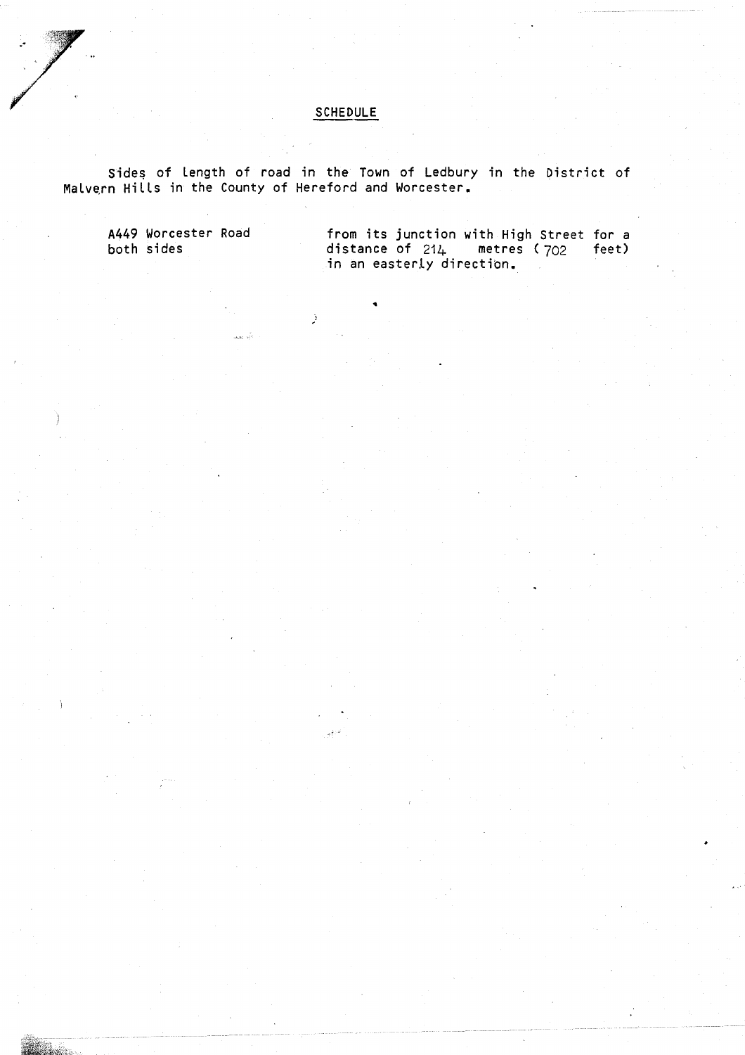## SCHEDULE

Sides of length of road in the Town of Ledbury in the District of Malvern Hills in the County of Hereford and Worcester.

| | |
|---|---|
| A449 Worcester Road both sides | from its junction with High Street for a distance of 214 metres (702 feet) in an easterly direction. |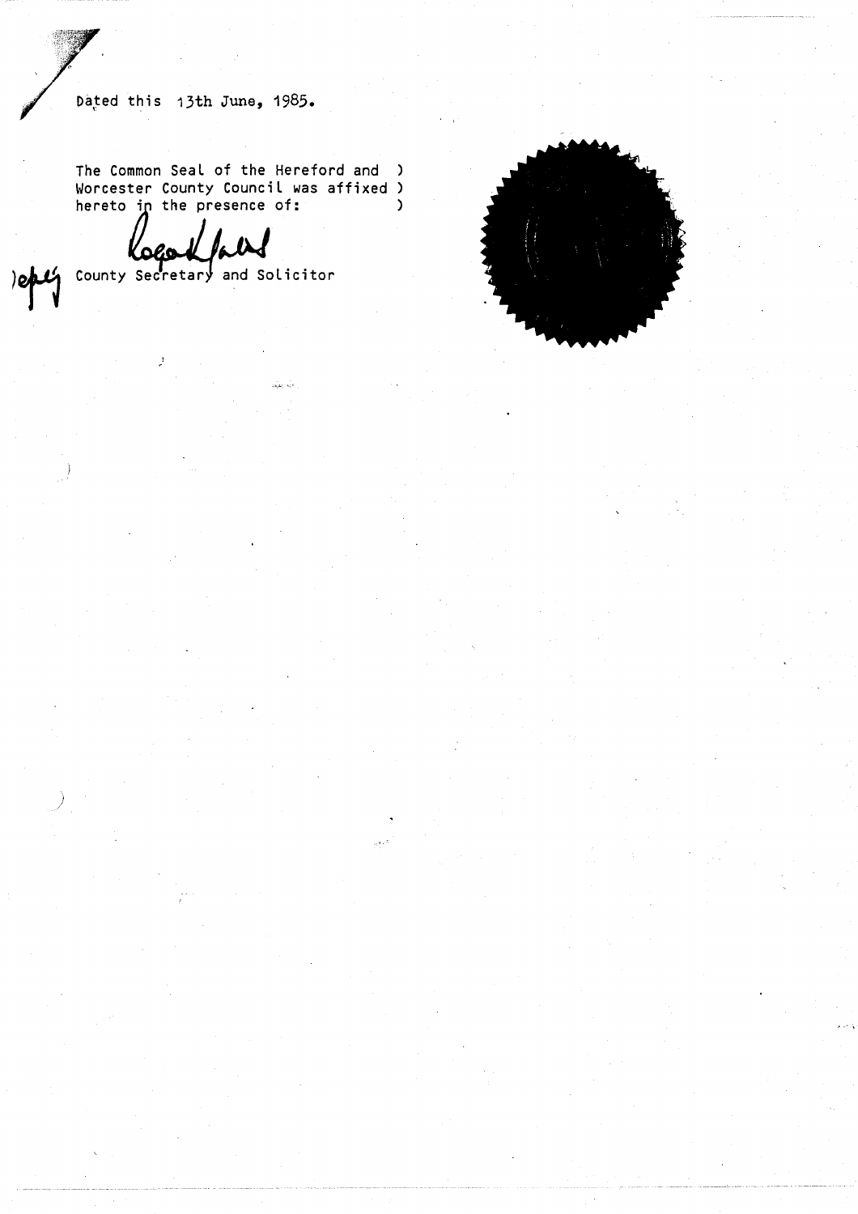Dated this 13th June, 1985.

The Common Seal of the Hereford and )
Worcester County Council was affixed )
hereto in the presence of: )

Deputy County Secretary and Solicitor